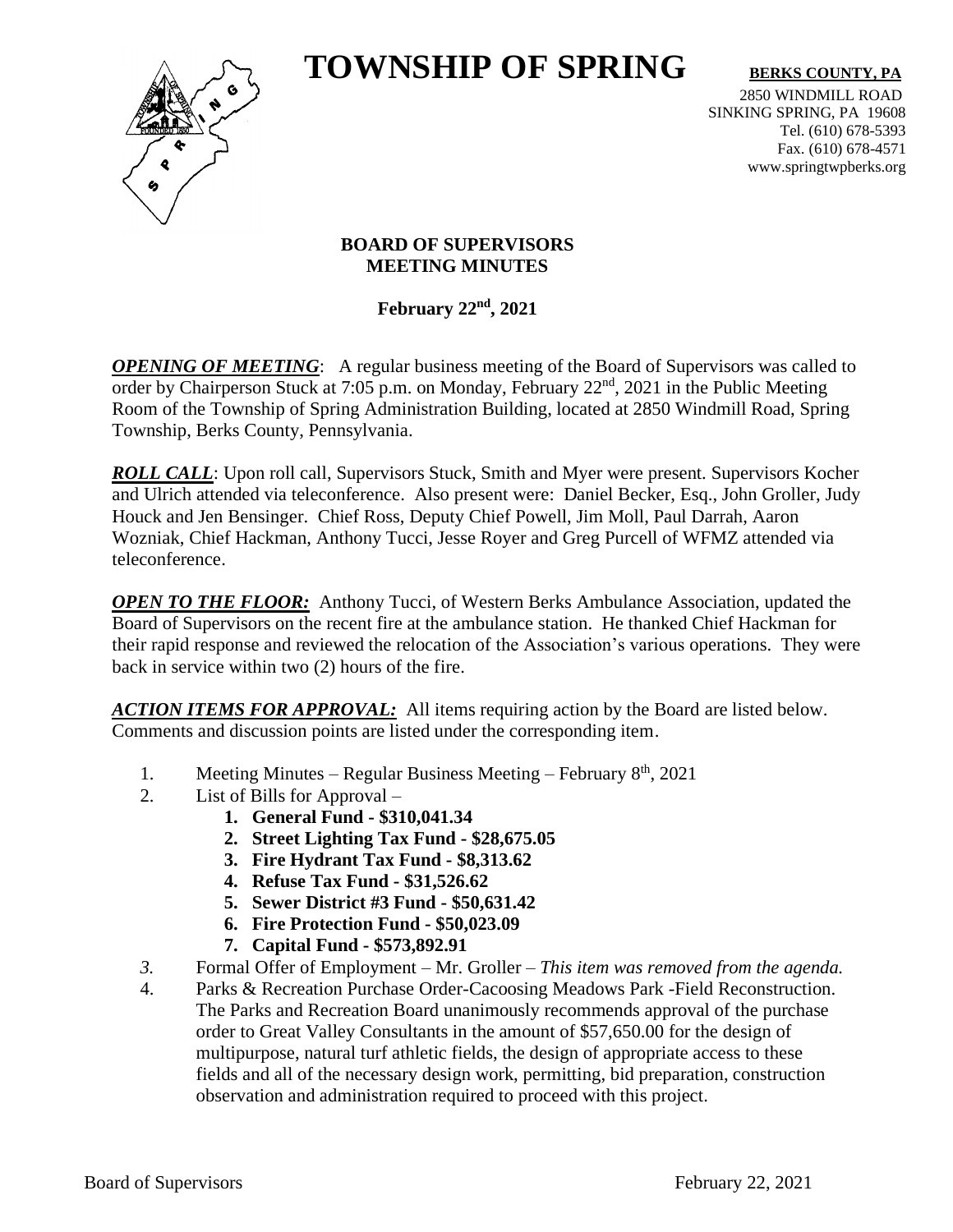# TOWNSHIP OF SPRING

**BERKS COUNTY, PA**

2850 WINDMILL ROAD
SINKING SPRING, PA 19608
Tel. (610) 678-5393
Fax. (610) 678-4571
www.springtwpberks.org

## BOARD OF SUPERVISORS MEETING MINUTES

**February 22nd, 2021**

***OPENING OF MEETING***: A regular business meeting of the Board of Supervisors was called to order by Chairperson Stuck at 7:05 p.m. on Monday, February 22nd, 2021 in the Public Meeting Room of the Township of Spring Administration Building, located at 2850 Windmill Road, Spring Township, Berks County, Pennsylvania.

***ROLL CALL***: Upon roll call, Supervisors Stuck, Smith and Myer were present. Supervisors Kocher and Ulrich attended via teleconference. Also present were: Daniel Becker, Esq., John Groller, Judy Houck and Jen Bensinger. Chief Ross, Deputy Chief Powell, Jim Moll, Paul Darrah, Aaron Wozniak, Chief Hackman, Anthony Tucci, Jesse Royer and Greg Purcell of WFMZ attended via teleconference.

***OPEN TO THE FLOOR:*** Anthony Tucci, of Western Berks Ambulance Association, updated the Board of Supervisors on the recent fire at the ambulance station. He thanked Chief Hackman for their rapid response and reviewed the relocation of the Association's various operations. They were back in service within two (2) hours of the fire.

***ACTION ITEMS FOR APPROVAL:*** All items requiring action by the Board are listed below. Comments and discussion points are listed under the corresponding item.

1. Meeting Minutes – Regular Business Meeting – February 8th, 2021
2. List of Bills for Approval –
   1. **General Fund - $310,041.34**
   2. **Street Lighting Tax Fund - $28,675.05**
   3. **Fire Hydrant Tax Fund - $8,313.62**
   4. **Refuse Tax Fund - $31,526.62**
   5. **Sewer District #3 Fund - $50,631.42**
   6. **Fire Protection Fund - $50,023.09**
   7. **Capital Fund - $573,892.91**
3. Formal Offer of Employment – Mr. Groller – *This item was removed from the agenda.*
4. Parks & Recreation Purchase Order-Cacoosing Meadows Park -Field Reconstruction. The Parks and Recreation Board unanimously recommends approval of the purchase order to Great Valley Consultants in the amount of $57,650.00 for the design of multipurpose, natural turf athletic fields, the design of appropriate access to these fields and all of the necessary design work, permitting, bid preparation, construction observation and administration required to proceed with this project.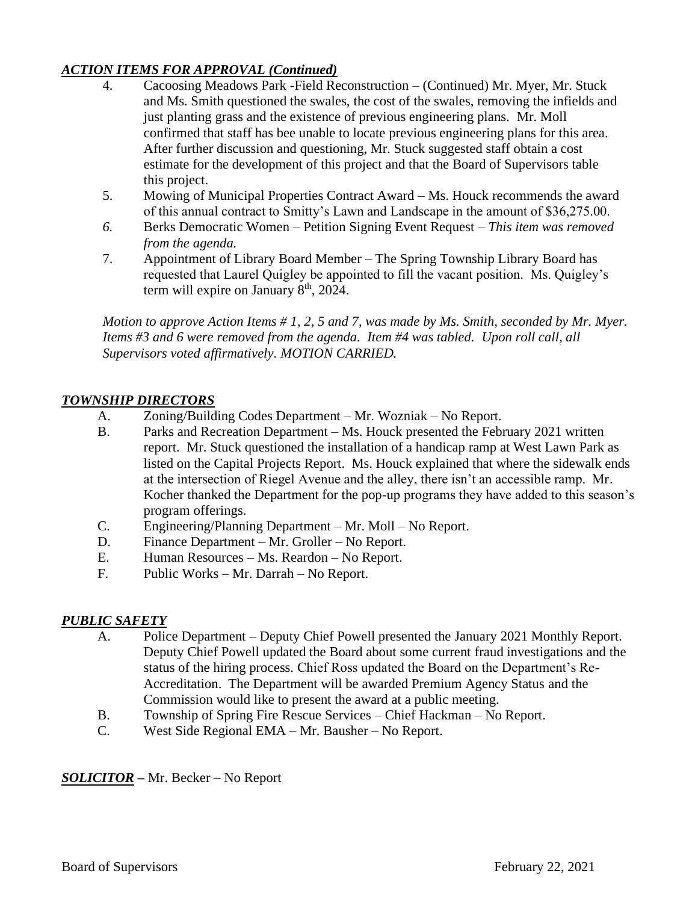***ACTION ITEMS FOR APPROVAL (Continued)***

4. Cacoosing Meadows Park -Field Reconstruction – (Continued) Mr. Myer, Mr. Stuck and Ms. Smith questioned the swales, the cost of the swales, removing the infields and just planting grass and the existence of previous engineering plans. Mr. Moll confirmed that staff has bee unable to locate previous engineering plans for this area. After further discussion and questioning, Mr. Stuck suggested staff obtain a cost estimate for the development of this project and that the Board of Supervisors table this project.
5. Mowing of Municipal Properties Contract Award – Ms. Houck recommends the award of this annual contract to Smitty's Lawn and Landscape in the amount of $36,275.00.
6. Berks Democratic Women – Petition Signing Event Request – *This item was removed from the agenda.*
7. Appointment of Library Board Member – The Spring Township Library Board has requested that Laurel Quigley be appointed to fill the vacant position. Ms. Quigley's term will expire on January 8th, 2024.

*Motion to approve Action Items # 1, 2, 5 and 7, was made by Ms. Smith, seconded by Mr. Myer. Items #3 and 6 were removed from the agenda. Item #4 was tabled. Upon roll call, all Supervisors voted affirmatively. MOTION CARRIED.*

***TOWNSHIP DIRECTORS***

A. Zoning/Building Codes Department – Mr. Wozniak – No Report.
B. Parks and Recreation Department – Ms. Houck presented the February 2021 written report. Mr. Stuck questioned the installation of a handicap ramp at West Lawn Park as listed on the Capital Projects Report. Ms. Houck explained that where the sidewalk ends at the intersection of Riegel Avenue and the alley, there isn't an accessible ramp. Mr. Kocher thanked the Department for the pop-up programs they have added to this season's program offerings.
C. Engineering/Planning Department – Mr. Moll – No Report.
D. Finance Department – Mr. Groller – No Report.
E. Human Resources – Ms. Reardon – No Report.
F. Public Works – Mr. Darrah – No Report.

***PUBLIC SAFETY***

A. Police Department – Deputy Chief Powell presented the January 2021 Monthly Report. Deputy Chief Powell updated the Board about some current fraud investigations and the status of the hiring process. Chief Ross updated the Board on the Department's Re-Accreditation. The Department will be awarded Premium Agency Status and the Commission would like to present the award at a public meeting.
B. Township of Spring Fire Rescue Services – Chief Hackman – No Report.
C. West Side Regional EMA – Mr. Bausher – No Report.

***SOLICITOR*** – Mr. Becker – No Report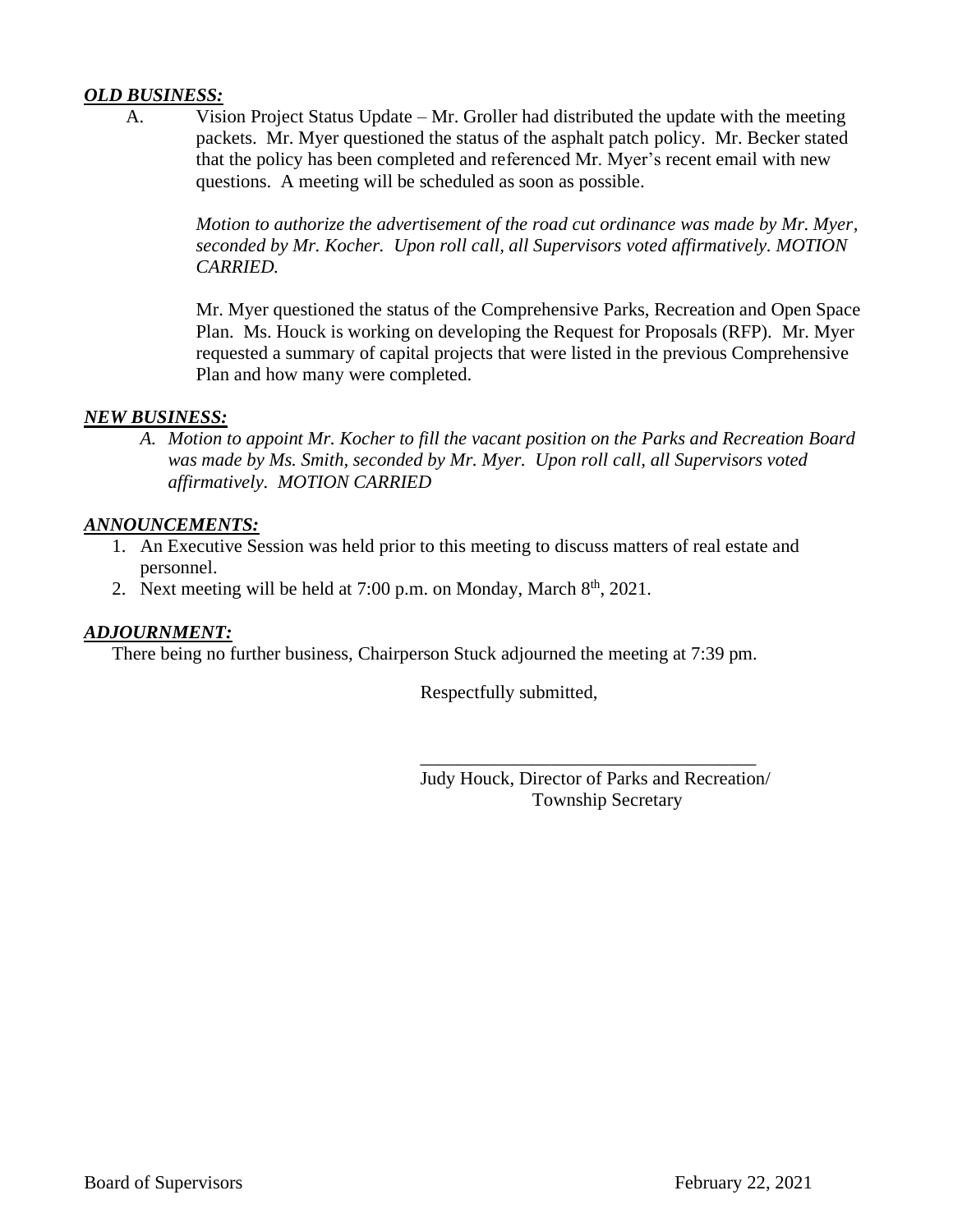***OLD BUSINESS:***

A. Vision Project Status Update – Mr. Groller had distributed the update with the meeting packets. Mr. Myer questioned the status of the asphalt patch policy. Mr. Becker stated that the policy has been completed and referenced Mr. Myer's recent email with new questions. A meeting will be scheduled as soon as possible.

*Motion to authorize the advertisement of the road cut ordinance was made by Mr. Myer, seconded by Mr. Kocher. Upon roll call, all Supervisors voted affirmatively. MOTION CARRIED.*

Mr. Myer questioned the status of the Comprehensive Parks, Recreation and Open Space Plan. Ms. Houck is working on developing the Request for Proposals (RFP). Mr. Myer requested a summary of capital projects that were listed in the previous Comprehensive Plan and how many were completed.

***NEW BUSINESS:***

*A. Motion to appoint Mr. Kocher to fill the vacant position on the Parks and Recreation Board was made by Ms. Smith, seconded by Mr. Myer. Upon roll call, all Supervisors voted affirmatively. MOTION CARRIED*

***ANNOUNCEMENTS:***

1. An Executive Session was held prior to this meeting to discuss matters of real estate and personnel.
2. Next meeting will be held at 7:00 p.m. on Monday, March 8th, 2021.

***ADJOURNMENT:***

There being no further business, Chairperson Stuck adjourned the meeting at 7:39 pm.

Respectfully submitted,

\_\_\_\_\_\_\_\_\_\_\_\_\_\_\_\_\_\_\_\_\_\_\_\_\_\_\_\_\_\_\_\_\_\_\_\_

Judy Houck, Director of Parks and Recreation/
Township Secretary